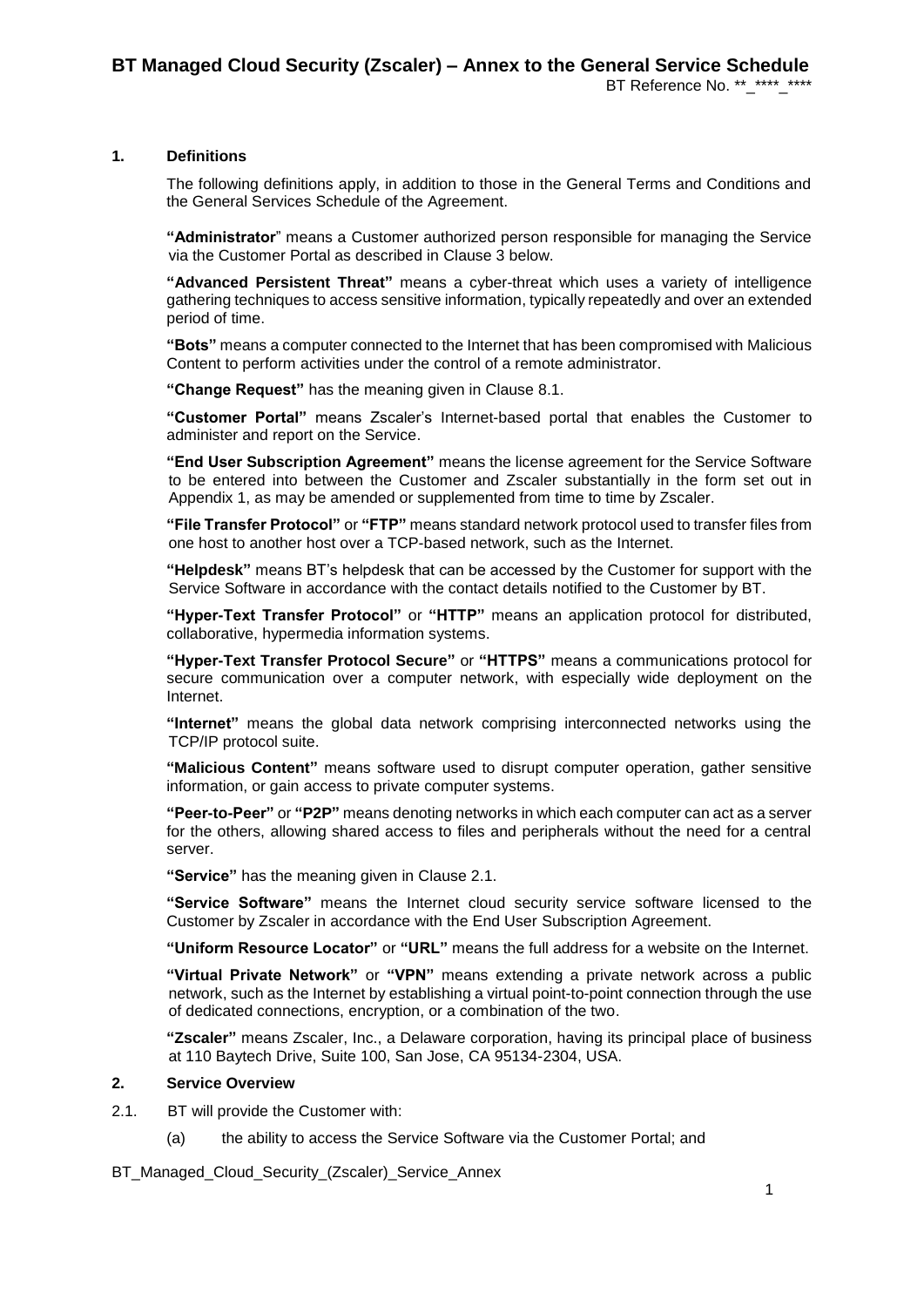# BT Managed Cloud Security (Zscaler) – Annex to the General Service Schedule

BT Reference No. **_****_****

## 1. Definitions

The following definitions apply, in addition to those in the General Terms and Conditions and the General Services Schedule of the Agreement.

**"Administrator"** means a Customer authorized person responsible for managing the Service via the Customer Portal as described in Clause 3 below.

**"Advanced Persistent Threat"** means a cyber-threat which uses a variety of intelligence gathering techniques to access sensitive information, typically repeatedly and over an extended period of time.

**"Bots"** means a computer connected to the Internet that has been compromised with Malicious Content to perform activities under the control of a remote administrator.

**"Change Request"** has the meaning given in Clause 8.1.

**"Customer Portal"** means Zscaler's Internet-based portal that enables the Customer to administer and report on the Service.

**"End User Subscription Agreement"** means the license agreement for the Service Software to be entered into between the Customer and Zscaler substantially in the form set out in Appendix 1, as may be amended or supplemented from time to time by Zscaler.

**"File Transfer Protocol"** or **"FTP"** means standard network protocol used to transfer files from one host to another host over a TCP-based network, such as the Internet.

**"Helpdesk"** means BT's helpdesk that can be accessed by the Customer for support with the Service Software in accordance with the contact details notified to the Customer by BT.

**"Hyper-Text Transfer Protocol"** or **"HTTP"** means an application protocol for distributed, collaborative, hypermedia information systems.

**"Hyper-Text Transfer Protocol Secure"** or **"HTTPS"** means a communications protocol for secure communication over a computer network, with especially wide deployment on the Internet.

**"Internet"** means the global data network comprising interconnected networks using the TCP/IP protocol suite.

**"Malicious Content"** means software used to disrupt computer operation, gather sensitive information, or gain access to private computer systems.

**"Peer-to-Peer"** or **"P2P"** means denoting networks in which each computer can act as a server for the others, allowing shared access to files and peripherals without the need for a central server.

**"Service"** has the meaning given in Clause 2.1.

**"Service Software"** means the Internet cloud security service software licensed to the Customer by Zscaler in accordance with the End User Subscription Agreement.

**"Uniform Resource Locator"** or **"URL"** means the full address for a website on the Internet.

**"Virtual Private Network"** or **"VPN"** means extending a private network across a public network, such as the Internet by establishing a virtual point-to-point connection through the use of dedicated connections, encryption, or a combination of the two.

**"Zscaler"** means Zscaler, Inc., a Delaware corporation, having its principal place of business at 110 Baytech Drive, Suite 100, San Jose, CA 95134-2304, USA.

## 2. Service Overview

2.1. BT will provide the Customer with:

(a) the ability to access the Service Software via the Customer Portal; and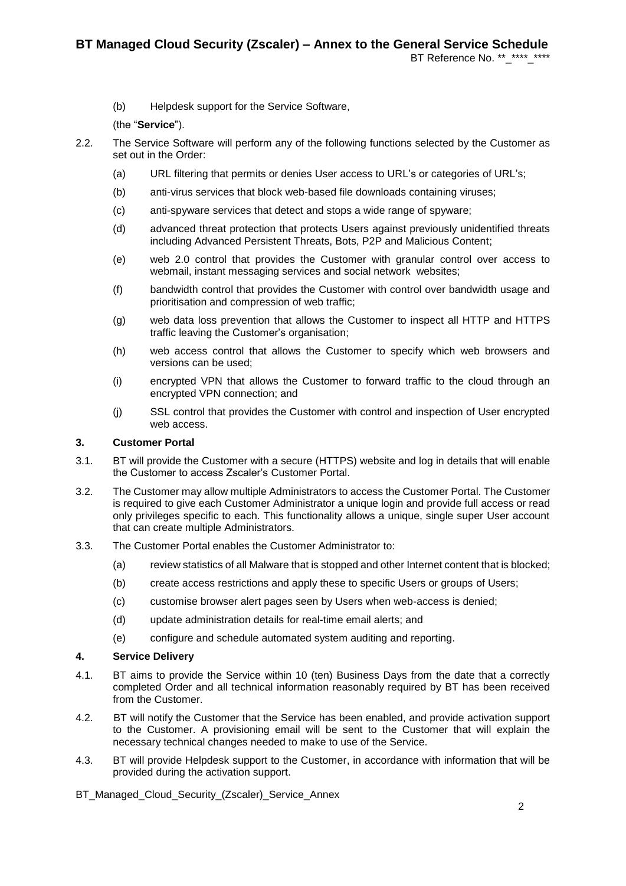(b) Helpdesk support for the Service Software,

(the "**Service**").

2.2. The Service Software will perform any of the following functions selected by the Customer as set out in the Order:

(a) URL filtering that permits or denies User access to URL's or categories of URL's;

(b) anti-virus services that block web-based file downloads containing viruses;

(c) anti-spyware services that detect and stops a wide range of spyware;

(d) advanced threat protection that protects Users against previously unidentified threats including Advanced Persistent Threats, Bots, P2P and Malicious Content;

(e) web 2.0 control that provides the Customer with granular control over access to webmail, instant messaging services and social network websites;

(f) bandwidth control that provides the Customer with control over bandwidth usage and prioritisation and compression of web traffic;

(g) web data loss prevention that allows the Customer to inspect all HTTP and HTTPS traffic leaving the Customer's organisation;

(h) web access control that allows the Customer to specify which web browsers and versions can be used;

(i) encrypted VPN that allows the Customer to forward traffic to the cloud through an encrypted VPN connection; and

(j) SSL control that provides the Customer with control and inspection of User encrypted web access.

**3. Customer Portal**

3.1. BT will provide the Customer with a secure (HTTPS) website and log in details that will enable the Customer to access Zscaler's Customer Portal.

3.2. The Customer may allow multiple Administrators to access the Customer Portal. The Customer is required to give each Customer Administrator a unique login and provide full access or read only privileges specific to each. This functionality allows a unique, single super User account that can create multiple Administrators.

3.3. The Customer Portal enables the Customer Administrator to:

(a) review statistics of all Malware that is stopped and other Internet content that is blocked;

(b) create access restrictions and apply these to specific Users or groups of Users;

(c) customise browser alert pages seen by Users when web-access is denied;

(d) update administration details for real-time email alerts; and

(e) configure and schedule automated system auditing and reporting.

**4. Service Delivery**

4.1. BT aims to provide the Service within 10 (ten) Business Days from the date that a correctly completed Order and all technical information reasonably required by BT has been received from the Customer.

4.2. BT will notify the Customer that the Service has been enabled, and provide activation support to the Customer. A provisioning email will be sent to the Customer that will explain the necessary technical changes needed to make to use of the Service.

4.3. BT will provide Helpdesk support to the Customer, in accordance with information that will be provided during the activation support.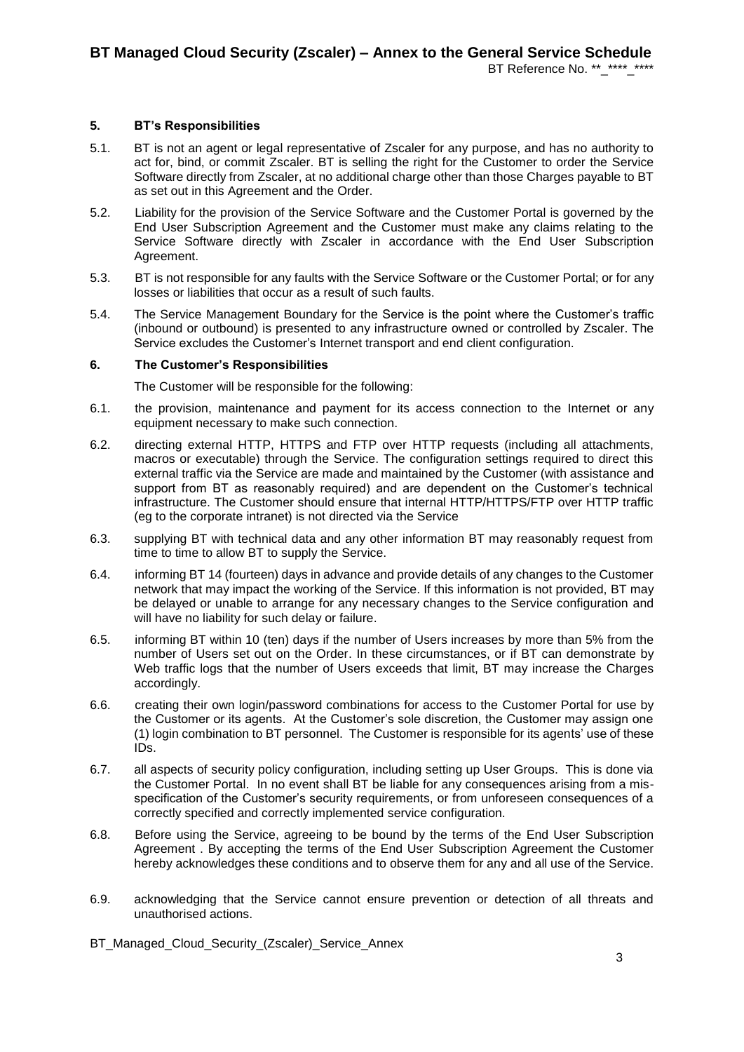## 5. BT's Responsibilities

5.1. BT is not an agent or legal representative of Zscaler for any purpose, and has no authority to act for, bind, or commit Zscaler. BT is selling the right for the Customer to order the Service Software directly from Zscaler, at no additional charge other than those Charges payable to BT as set out in this Agreement and the Order.

5.2. Liability for the provision of the Service Software and the Customer Portal is governed by the End User Subscription Agreement and the Customer must make any claims relating to the Service Software directly with Zscaler in accordance with the End User Subscription Agreement.

5.3. BT is not responsible for any faults with the Service Software or the Customer Portal; or for any losses or liabilities that occur as a result of such faults.

5.4. The Service Management Boundary for the Service is the point where the Customer's traffic (inbound or outbound) is presented to any infrastructure owned or controlled by Zscaler. The Service excludes the Customer's Internet transport and end client configuration.

## 6. The Customer's Responsibilities

The Customer will be responsible for the following:

6.1. the provision, maintenance and payment for its access connection to the Internet or any equipment necessary to make such connection.

6.2. directing external HTTP, HTTPS and FTP over HTTP requests (including all attachments, macros or executable) through the Service. The configuration settings required to direct this external traffic via the Service are made and maintained by the Customer (with assistance and support from BT as reasonably required) and are dependent on the Customer's technical infrastructure. The Customer should ensure that internal HTTP/HTTPS/FTP over HTTP traffic (eg to the corporate intranet) is not directed via the Service

6.3. supplying BT with technical data and any other information BT may reasonably request from time to time to allow BT to supply the Service.

6.4. informing BT 14 (fourteen) days in advance and provide details of any changes to the Customer network that may impact the working of the Service. If this information is not provided, BT may be delayed or unable to arrange for any necessary changes to the Service configuration and will have no liability for such delay or failure.

6.5. informing BT within 10 (ten) days if the number of Users increases by more than 5% from the number of Users set out on the Order. In these circumstances, or if BT can demonstrate by Web traffic logs that the number of Users exceeds that limit, BT may increase the Charges accordingly.

6.6. creating their own login/password combinations for access to the Customer Portal for use by the Customer or its agents. At the Customer's sole discretion, the Customer may assign one (1) login combination to BT personnel. The Customer is responsible for its agents' use of these IDs.

6.7. all aspects of security policy configuration, including setting up User Groups. This is done via the Customer Portal. In no event shall BT be liable for any consequences arising from a mis-specification of the Customer's security requirements, or from unforeseen consequences of a correctly specified and correctly implemented service configuration.

6.8. Before using the Service, agreeing to be bound by the terms of the End User Subscription Agreement . By accepting the terms of the End User Subscription Agreement the Customer hereby acknowledges these conditions and to observe them for any and all use of the Service.

6.9. acknowledging that the Service cannot ensure prevention or detection of all threats and unauthorised actions.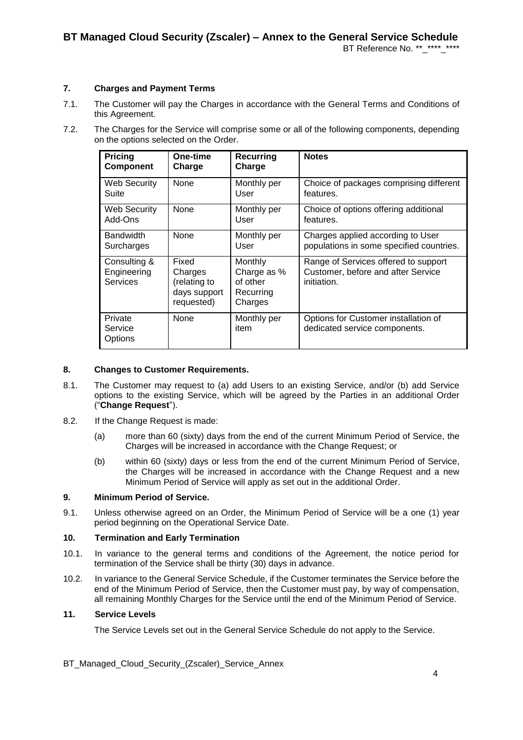## 7. Charges and Payment Terms

7.1. The Customer will pay the Charges in accordance with the General Terms and Conditions of this Agreement.

7.2. The Charges for the Service will comprise some or all of the following components, depending on the options selected on the Order.

| Pricing Component | One-time Charge | Recurring Charge | Notes |
|---|---|---|---|
| Web Security Suite | None | Monthly per User | Choice of packages comprising different features. |
| Web Security Add-Ons | None | Monthly per User | Choice of options offering additional features. |
| Bandwidth Surcharges | None | Monthly per User | Charges applied according to User populations in some specified countries. |
| Consulting & Engineering Services | Fixed Charges (relating to days support requested) | Monthly Charge as % of other Recurring Charges | Range of Services offered to support Customer, before and after Service initiation. |
| Private Service Options | None | Monthly per item | Options for Customer installation of dedicated service components. |

## 8. Changes to Customer Requirements.

8.1. The Customer may request to (a) add Users to an existing Service, and/or (b) add Service options to the existing Service, which will be agreed by the Parties in an additional Order ("**Change Request**").

8.2. If the Change Request is made:

(a) more than 60 (sixty) days from the end of the current Minimum Period of Service, the Charges will be increased in accordance with the Change Request; or

(b) within 60 (sixty) days or less from the end of the current Minimum Period of Service, the Charges will be increased in accordance with the Change Request and a new Minimum Period of Service will apply as set out in the additional Order.

## 9. Minimum Period of Service.

9.1. Unless otherwise agreed on an Order, the Minimum Period of Service will be a one (1) year period beginning on the Operational Service Date.

## 10. Termination and Early Termination

10.1. In variance to the general terms and conditions of the Agreement, the notice period for termination of the Service shall be thirty (30) days in advance.

10.2. In variance to the General Service Schedule, if the Customer terminates the Service before the end of the Minimum Period of Service, then the Customer must pay, by way of compensation, all remaining Monthly Charges for the Service until the end of the Minimum Period of Service.

## 11. Service Levels

The Service Levels set out in the General Service Schedule do not apply to the Service.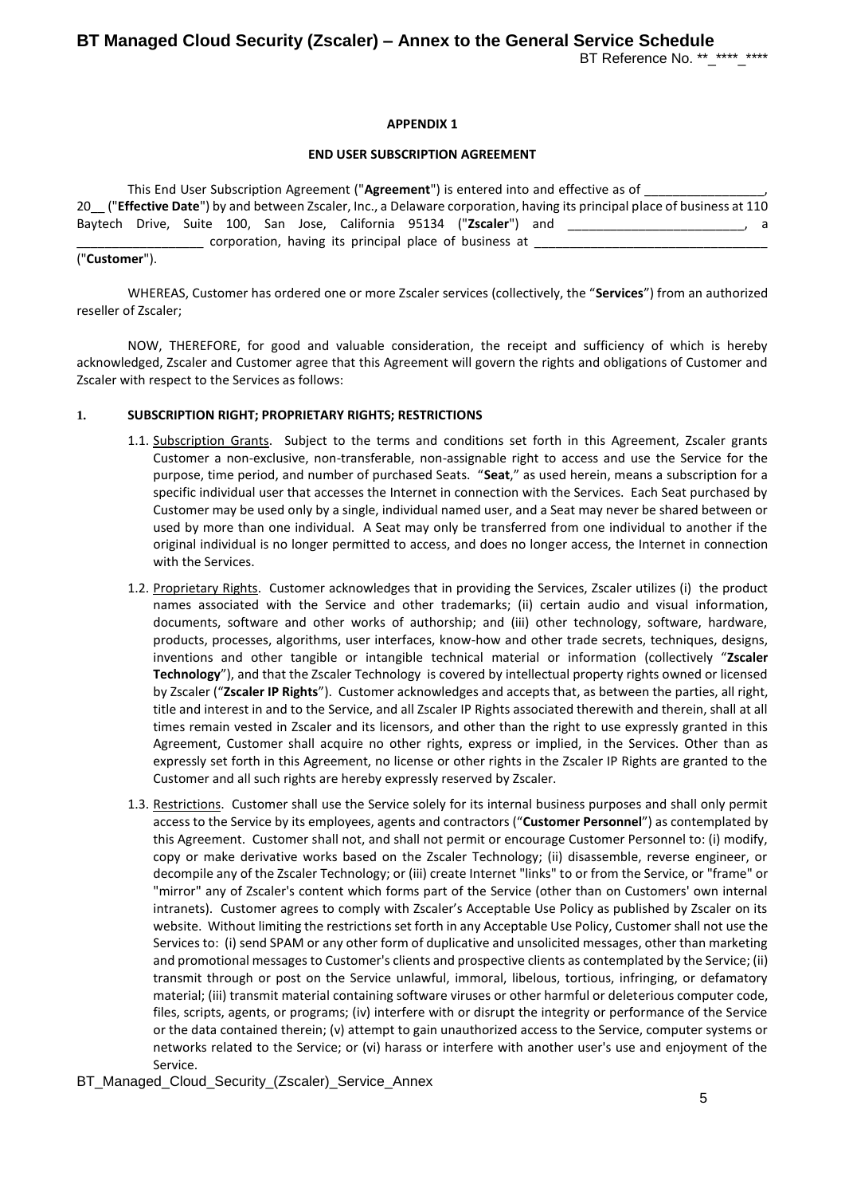**APPENDIX 1**

**END USER SUBSCRIPTION AGREEMENT**

This End User Subscription Agreement ("**Agreement**") is entered into and effective as of _________________, 20__ ("**Effective Date**") by and between Zscaler, Inc., a Delaware corporation, having its principal place of business at 110 Baytech Drive, Suite 100, San Jose, California 95134 ("**Zscaler**") and _________________________, a __________________ corporation, having its principal place of business at ________________________________ ("**Customer**").

WHEREAS, Customer has ordered one or more Zscaler services (collectively, the "**Services**") from an authorized reseller of Zscaler;

NOW, THEREFORE, for good and valuable consideration, the receipt and sufficiency of which is hereby acknowledged, Zscaler and Customer agree that this Agreement will govern the rights and obligations of Customer and Zscaler with respect to the Services as follows:

**1. SUBSCRIPTION RIGHT; PROPRIETARY RIGHTS; RESTRICTIONS**

1.1. Subscription Grants. Subject to the terms and conditions set forth in this Agreement, Zscaler grants Customer a non-exclusive, non-transferable, non-assignable right to access and use the Service for the purpose, time period, and number of purchased Seats. "**Seat**," as used herein, means a subscription for a specific individual user that accesses the Internet in connection with the Services. Each Seat purchased by Customer may be used only by a single, individual named user, and a Seat may never be shared between or used by more than one individual. A Seat may only be transferred from one individual to another if the original individual is no longer permitted to access, and does no longer access, the Internet in connection with the Services.

1.2. Proprietary Rights. Customer acknowledges that in providing the Services, Zscaler utilizes (i) the product names associated with the Service and other trademarks; (ii) certain audio and visual information, documents, software and other works of authorship; and (iii) other technology, software, hardware, products, processes, algorithms, user interfaces, know-how and other trade secrets, techniques, designs, inventions and other tangible or intangible technical material or information (collectively "**Zscaler Technology**"), and that the Zscaler Technology is covered by intellectual property rights owned or licensed by Zscaler ("**Zscaler IP Rights**"). Customer acknowledges and accepts that, as between the parties, all right, title and interest in and to the Service, and all Zscaler IP Rights associated therewith and therein, shall at all times remain vested in Zscaler and its licensors, and other than the right to use expressly granted in this Agreement, Customer shall acquire no other rights, express or implied, in the Services. Other than as expressly set forth in this Agreement, no license or other rights in the Zscaler IP Rights are granted to the Customer and all such rights are hereby expressly reserved by Zscaler.

1.3. Restrictions. Customer shall use the Service solely for its internal business purposes and shall only permit access to the Service by its employees, agents and contractors ("**Customer Personnel**") as contemplated by this Agreement. Customer shall not, and shall not permit or encourage Customer Personnel to: (i) modify, copy or make derivative works based on the Zscaler Technology; (ii) disassemble, reverse engineer, or decompile any of the Zscaler Technology; or (iii) create Internet "links" to or from the Service, or "frame" or "mirror" any of Zscaler's content which forms part of the Service (other than on Customers' own internal intranets). Customer agrees to comply with Zscaler's Acceptable Use Policy as published by Zscaler on its website. Without limiting the restrictions set forth in any Acceptable Use Policy, Customer shall not use the Services to: (i) send SPAM or any other form of duplicative and unsolicited messages, other than marketing and promotional messages to Customer's clients and prospective clients as contemplated by the Service; (ii) transmit through or post on the Service unlawful, immoral, libelous, tortious, infringing, or defamatory material; (iii) transmit material containing software viruses or other harmful or deleterious computer code, files, scripts, agents, or programs; (iv) interfere with or disrupt the integrity or performance of the Service or the data contained therein; (v) attempt to gain unauthorized access to the Service, computer systems or networks related to the Service; or (vi) harass or interfere with another user's use and enjoyment of the Service.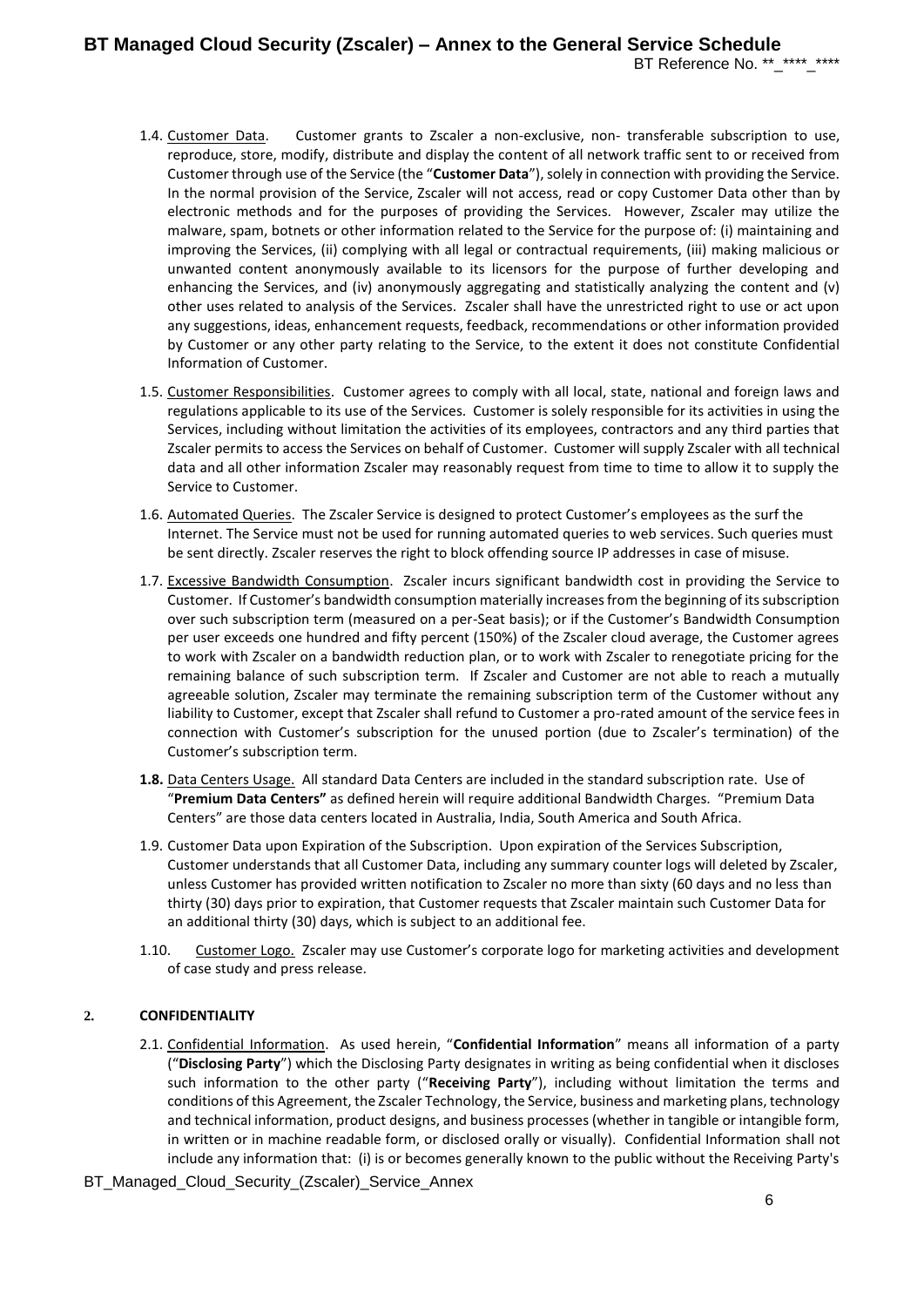1.4. Customer Data. Customer grants to Zscaler a non-exclusive, non- transferable subscription to use, reproduce, store, modify, distribute and display the content of all network traffic sent to or received from Customer through use of the Service (the "**Customer Data**"), solely in connection with providing the Service. In the normal provision of the Service, Zscaler will not access, read or copy Customer Data other than by electronic methods and for the purposes of providing the Services. However, Zscaler may utilize the malware, spam, botnets or other information related to the Service for the purpose of: (i) maintaining and improving the Services, (ii) complying with all legal or contractual requirements, (iii) making malicious or unwanted content anonymously available to its licensors for the purpose of further developing and enhancing the Services, and (iv) anonymously aggregating and statistically analyzing the content and (v) other uses related to analysis of the Services. Zscaler shall have the unrestricted right to use or act upon any suggestions, ideas, enhancement requests, feedback, recommendations or other information provided by Customer or any other party relating to the Service, to the extent it does not constitute Confidential Information of Customer.

1.5. Customer Responsibilities. Customer agrees to comply with all local, state, national and foreign laws and regulations applicable to its use of the Services. Customer is solely responsible for its activities in using the Services, including without limitation the activities of its employees, contractors and any third parties that Zscaler permits to access the Services on behalf of Customer. Customer will supply Zscaler with all technical data and all other information Zscaler may reasonably request from time to time to allow it to supply the Service to Customer.

1.6. Automated Queries. The Zscaler Service is designed to protect Customer's employees as the surf the Internet. The Service must not be used for running automated queries to web services. Such queries must be sent directly. Zscaler reserves the right to block offending source IP addresses in case of misuse.

1.7. Excessive Bandwidth Consumption. Zscaler incurs significant bandwidth cost in providing the Service to Customer. If Customer's bandwidth consumption materially increases from the beginning of its subscription over such subscription term (measured on a per-Seat basis); or if the Customer's Bandwidth Consumption per user exceeds one hundred and fifty percent (150%) of the Zscaler cloud average, the Customer agrees to work with Zscaler on a bandwidth reduction plan, or to work with Zscaler to renegotiate pricing for the remaining balance of such subscription term. If Zscaler and Customer are not able to reach a mutually agreeable solution, Zscaler may terminate the remaining subscription term of the Customer without any liability to Customer, except that Zscaler shall refund to Customer a pro-rated amount of the service fees in connection with Customer's subscription for the unused portion (due to Zscaler's termination) of the Customer's subscription term.

**1.8.** Data Centers Usage. All standard Data Centers are included in the standard subscription rate. Use of "**Premium Data Centers"** as defined herein will require additional Bandwidth Charges. "Premium Data Centers" are those data centers located in Australia, India, South America and South Africa.

1.9. Customer Data upon Expiration of the Subscription. Upon expiration of the Services Subscription, Customer understands that all Customer Data, including any summary counter logs will deleted by Zscaler, unless Customer has provided written notification to Zscaler no more than sixty (60 days and no less than thirty (30) days prior to expiration, that Customer requests that Zscaler maintain such Customer Data for an additional thirty (30) days, which is subject to an additional fee.

1.10. Customer Logo. Zscaler may use Customer's corporate logo for marketing activities and development of case study and press release.

## 2. CONFIDENTIALITY

2.1. Confidential Information. As used herein, "**Confidential Information**" means all information of a party ("**Disclosing Party**") which the Disclosing Party designates in writing as being confidential when it discloses such information to the other party ("**Receiving Party**"), including without limitation the terms and conditions of this Agreement, the Zscaler Technology, the Service, business and marketing plans, technology and technical information, product designs, and business processes (whether in tangible or intangible form, in written or in machine readable form, or disclosed orally or visually). Confidential Information shall not include any information that: (i) is or becomes generally known to the public without the Receiving Party's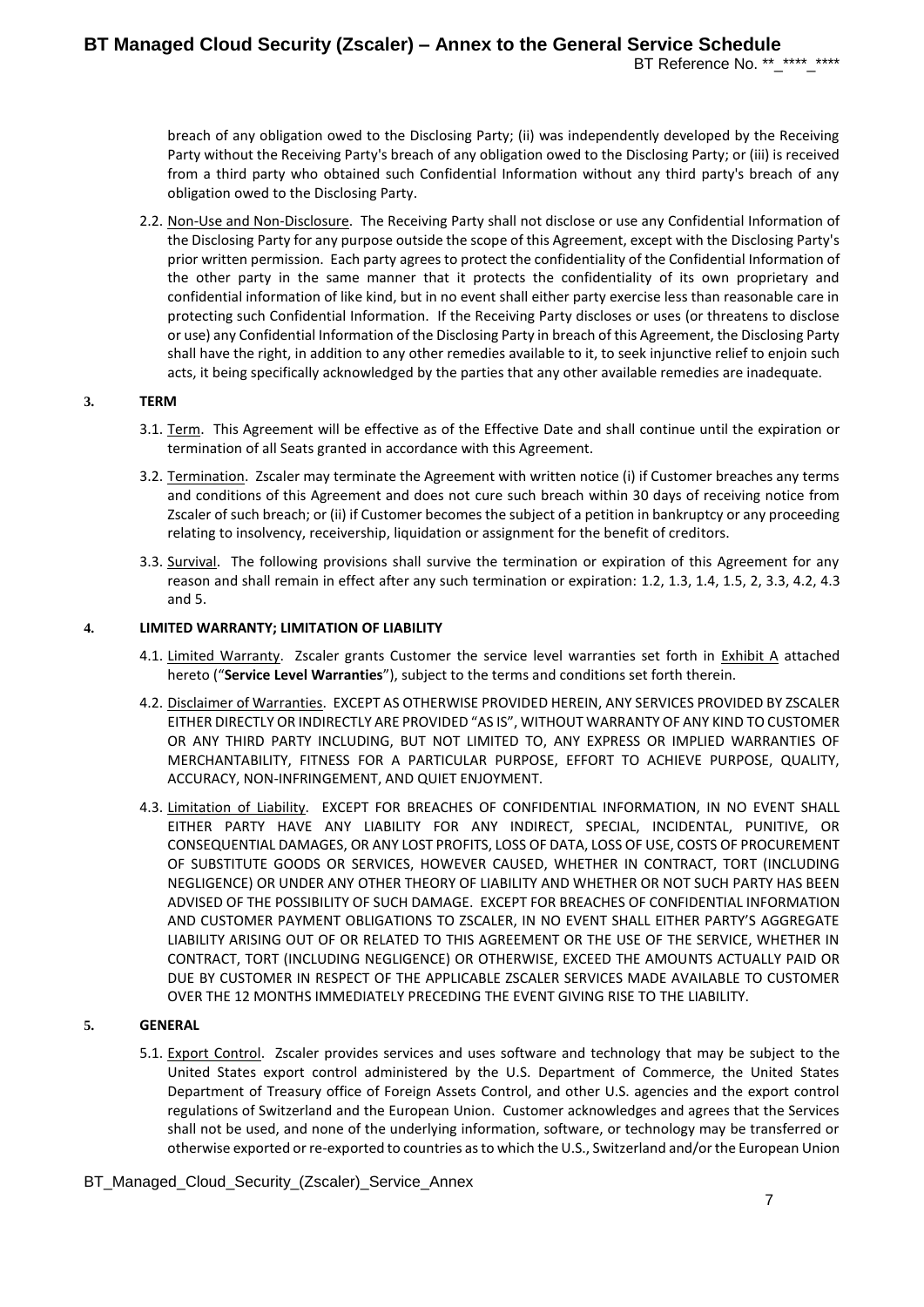breach of any obligation owed to the Disclosing Party; (ii) was independently developed by the Receiving Party without the Receiving Party's breach of any obligation owed to the Disclosing Party; or (iii) is received from a third party who obtained such Confidential Information without any third party's breach of any obligation owed to the Disclosing Party.

2.2. Non-Use and Non-Disclosure. The Receiving Party shall not disclose or use any Confidential Information of the Disclosing Party for any purpose outside the scope of this Agreement, except with the Disclosing Party's prior written permission. Each party agrees to protect the confidentiality of the Confidential Information of the other party in the same manner that it protects the confidentiality of its own proprietary and confidential information of like kind, but in no event shall either party exercise less than reasonable care in protecting such Confidential Information. If the Receiving Party discloses or uses (or threatens to disclose or use) any Confidential Information of the Disclosing Party in breach of this Agreement, the Disclosing Party shall have the right, in addition to any other remedies available to it, to seek injunctive relief to enjoin such acts, it being specifically acknowledged by the parties that any other available remedies are inadequate.

**3. TERM**

3.1. Term. This Agreement will be effective as of the Effective Date and shall continue until the expiration or termination of all Seats granted in accordance with this Agreement.

3.2. Termination. Zscaler may terminate the Agreement with written notice (i) if Customer breaches any terms and conditions of this Agreement and does not cure such breach within 30 days of receiving notice from Zscaler of such breach; or (ii) if Customer becomes the subject of a petition in bankruptcy or any proceeding relating to insolvency, receivership, liquidation or assignment for the benefit of creditors.

3.3. Survival. The following provisions shall survive the termination or expiration of this Agreement for any reason and shall remain in effect after any such termination or expiration: 1.2, 1.3, 1.4, 1.5, 2, 3.3, 4.2, 4.3 and 5.

**4. LIMITED WARRANTY; LIMITATION OF LIABILITY**

4.1. Limited Warranty. Zscaler grants Customer the service level warranties set forth in Exhibit A attached hereto ("**Service Level Warranties**"), subject to the terms and conditions set forth therein.

4.2. Disclaimer of Warranties. EXCEPT AS OTHERWISE PROVIDED HEREIN, ANY SERVICES PROVIDED BY ZSCALER EITHER DIRECTLY OR INDIRECTLY ARE PROVIDED "AS IS", WITHOUT WARRANTY OF ANY KIND TO CUSTOMER OR ANY THIRD PARTY INCLUDING, BUT NOT LIMITED TO, ANY EXPRESS OR IMPLIED WARRANTIES OF MERCHANTABILITY, FITNESS FOR A PARTICULAR PURPOSE, EFFORT TO ACHIEVE PURPOSE, QUALITY, ACCURACY, NON-INFRINGEMENT, AND QUIET ENJOYMENT.

4.3. Limitation of Liability. EXCEPT FOR BREACHES OF CONFIDENTIAL INFORMATION, IN NO EVENT SHALL EITHER PARTY HAVE ANY LIABILITY FOR ANY INDIRECT, SPECIAL, INCIDENTAL, PUNITIVE, OR CONSEQUENTIAL DAMAGES, OR ANY LOST PROFITS, LOSS OF DATA, LOSS OF USE, COSTS OF PROCUREMENT OF SUBSTITUTE GOODS OR SERVICES, HOWEVER CAUSED, WHETHER IN CONTRACT, TORT (INCLUDING NEGLIGENCE) OR UNDER ANY OTHER THEORY OF LIABILITY AND WHETHER OR NOT SUCH PARTY HAS BEEN ADVISED OF THE POSSIBILITY OF SUCH DAMAGE. EXCEPT FOR BREACHES OF CONFIDENTIAL INFORMATION AND CUSTOMER PAYMENT OBLIGATIONS TO ZSCALER, IN NO EVENT SHALL EITHER PARTY'S AGGREGATE LIABILITY ARISING OUT OF OR RELATED TO THIS AGREEMENT OR THE USE OF THE SERVICE, WHETHER IN CONTRACT, TORT (INCLUDING NEGLIGENCE) OR OTHERWISE, EXCEED THE AMOUNTS ACTUALLY PAID OR DUE BY CUSTOMER IN RESPECT OF THE APPLICABLE ZSCALER SERVICES MADE AVAILABLE TO CUSTOMER OVER THE 12 MONTHS IMMEDIATELY PRECEDING THE EVENT GIVING RISE TO THE LIABILITY.

**5. GENERAL**

5.1. Export Control. Zscaler provides services and uses software and technology that may be subject to the United States export control administered by the U.S. Department of Commerce, the United States Department of Treasury office of Foreign Assets Control, and other U.S. agencies and the export control regulations of Switzerland and the European Union. Customer acknowledges and agrees that the Services shall not be used, and none of the underlying information, software, or technology may be transferred or otherwise exported or re-exported to countries as to which the U.S., Switzerland and/or the European Union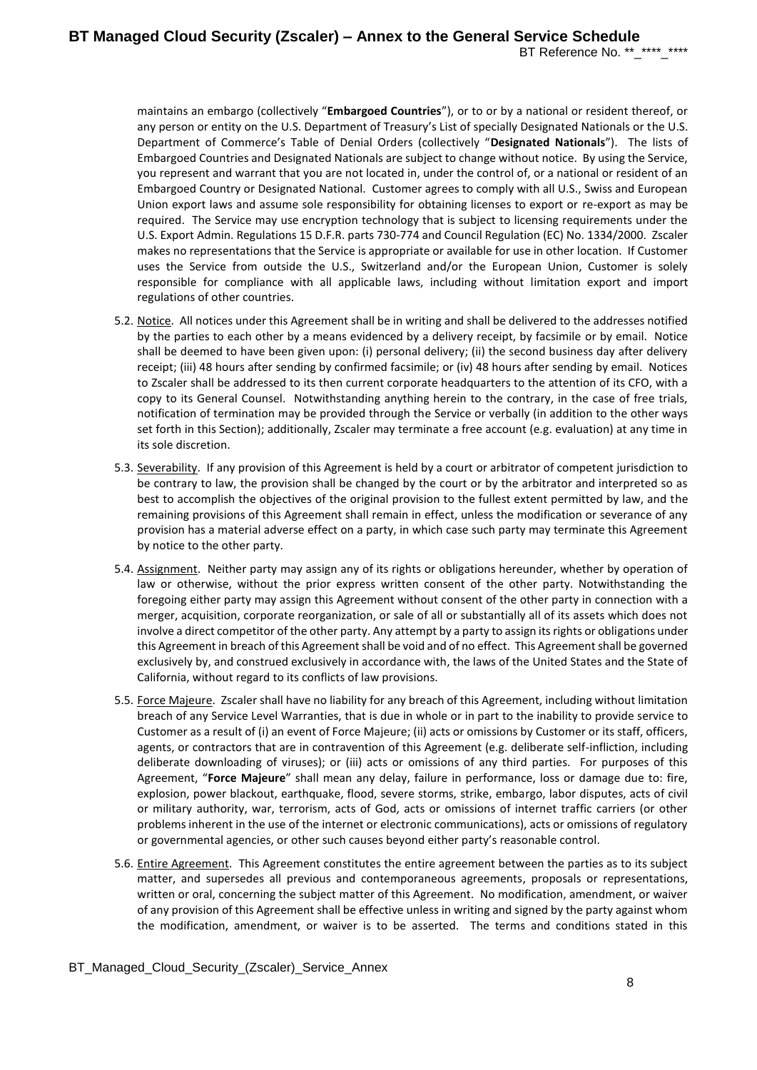maintains an embargo (collectively "**Embargoed Countries**"), or to or by a national or resident thereof, or any person or entity on the U.S. Department of Treasury's List of specially Designated Nationals or the U.S. Department of Commerce's Table of Denial Orders (collectively "**Designated Nationals**"). The lists of Embargoed Countries and Designated Nationals are subject to change without notice. By using the Service, you represent and warrant that you are not located in, under the control of, or a national or resident of an Embargoed Country or Designated National. Customer agrees to comply with all U.S., Swiss and European Union export laws and assume sole responsibility for obtaining licenses to export or re-export as may be required. The Service may use encryption technology that is subject to licensing requirements under the U.S. Export Admin. Regulations 15 D.F.R. parts 730-774 and Council Regulation (EC) No. 1334/2000. Zscaler makes no representations that the Service is appropriate or available for use in other location. If Customer uses the Service from outside the U.S., Switzerland and/or the European Union, Customer is solely responsible for compliance with all applicable laws, including without limitation export and import regulations of other countries.

5.2. Notice. All notices under this Agreement shall be in writing and shall be delivered to the addresses notified by the parties to each other by a means evidenced by a delivery receipt, by facsimile or by email. Notice shall be deemed to have been given upon: (i) personal delivery; (ii) the second business day after delivery receipt; (iii) 48 hours after sending by confirmed facsimile; or (iv) 48 hours after sending by email. Notices to Zscaler shall be addressed to its then current corporate headquarters to the attention of its CFO, with a copy to its General Counsel. Notwithstanding anything herein to the contrary, in the case of free trials, notification of termination may be provided through the Service or verbally (in addition to the other ways set forth in this Section); additionally, Zscaler may terminate a free account (e.g. evaluation) at any time in its sole discretion.

5.3. Severability. If any provision of this Agreement is held by a court or arbitrator of competent jurisdiction to be contrary to law, the provision shall be changed by the court or by the arbitrator and interpreted so as best to accomplish the objectives of the original provision to the fullest extent permitted by law, and the remaining provisions of this Agreement shall remain in effect, unless the modification or severance of any provision has a material adverse effect on a party, in which case such party may terminate this Agreement by notice to the other party.

5.4. Assignment. Neither party may assign any of its rights or obligations hereunder, whether by operation of law or otherwise, without the prior express written consent of the other party. Notwithstanding the foregoing either party may assign this Agreement without consent of the other party in connection with a merger, acquisition, corporate reorganization, or sale of all or substantially all of its assets which does not involve a direct competitor of the other party. Any attempt by a party to assign its rights or obligations under this Agreement in breach of this Agreement shall be void and of no effect. This Agreement shall be governed exclusively by, and construed exclusively in accordance with, the laws of the United States and the State of California, without regard to its conflicts of law provisions.

5.5. Force Majeure. Zscaler shall have no liability for any breach of this Agreement, including without limitation breach of any Service Level Warranties, that is due in whole or in part to the inability to provide service to Customer as a result of (i) an event of Force Majeure; (ii) acts or omissions by Customer or its staff, officers, agents, or contractors that are in contravention of this Agreement (e.g. deliberate self-infliction, including deliberate downloading of viruses); or (iii) acts or omissions of any third parties. For purposes of this Agreement, "**Force Majeure**" shall mean any delay, failure in performance, loss or damage due to: fire, explosion, power blackout, earthquake, flood, severe storms, strike, embargo, labor disputes, acts of civil or military authority, war, terrorism, acts of God, acts or omissions of internet traffic carriers (or other problems inherent in the use of the internet or electronic communications), acts or omissions of regulatory or governmental agencies, or other such causes beyond either party's reasonable control.

5.6. Entire Agreement. This Agreement constitutes the entire agreement between the parties as to its subject matter, and supersedes all previous and contemporaneous agreements, proposals or representations, written or oral, concerning the subject matter of this Agreement. No modification, amendment, or waiver of any provision of this Agreement shall be effective unless in writing and signed by the party against whom the modification, amendment, or waiver is to be asserted. The terms and conditions stated in this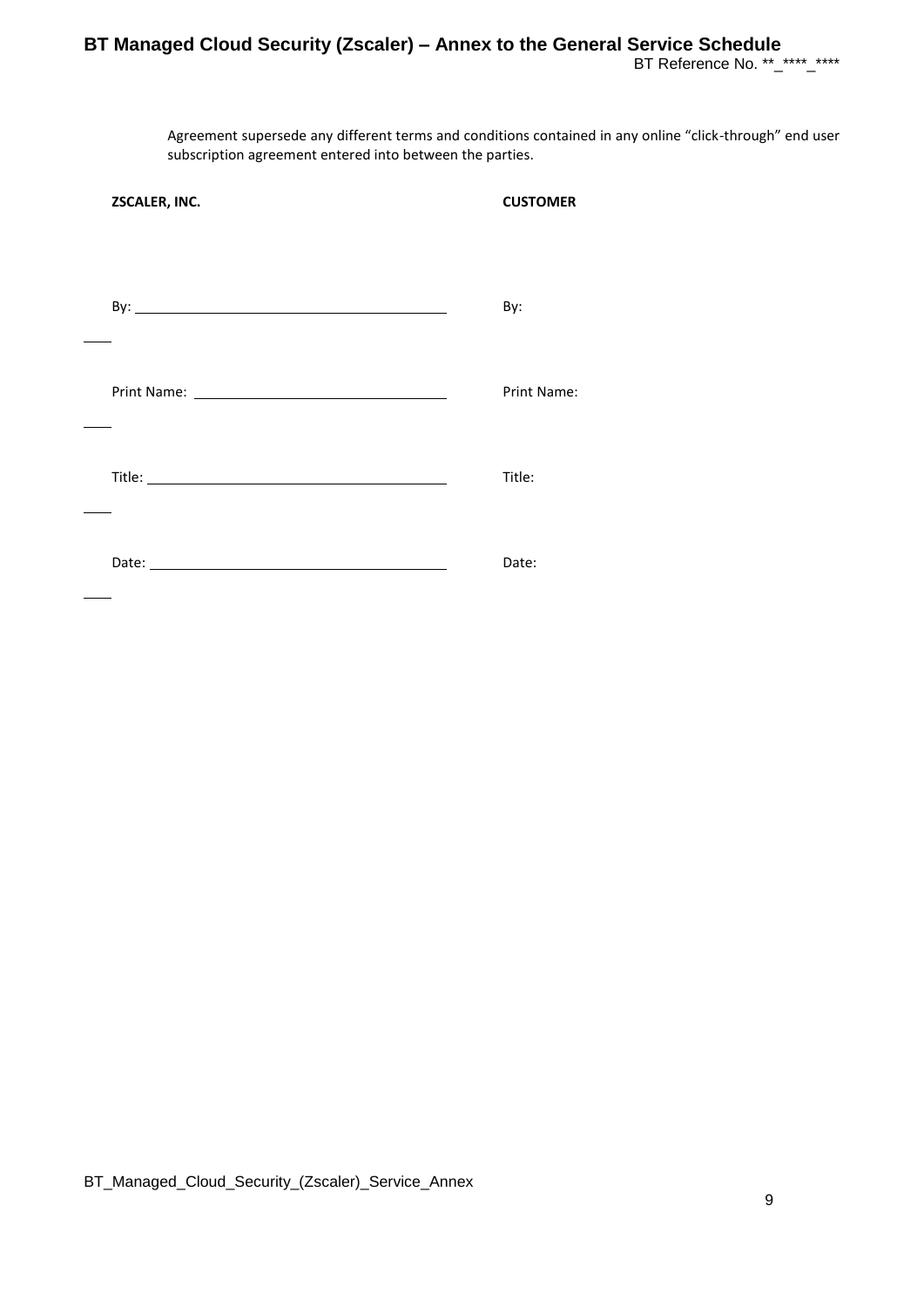Agreement supersede any different terms and conditions contained in any online "click-through" end user subscription agreement entered into between the parties.

| **ZSCALER, INC.** | **CUSTOMER** |
| --- | --- |
| By: ______________________ | By: |
| Print Name: ______________________ | Print Name: |
| Title: ______________________ | Title: |
| Date: ______________________ | Date: |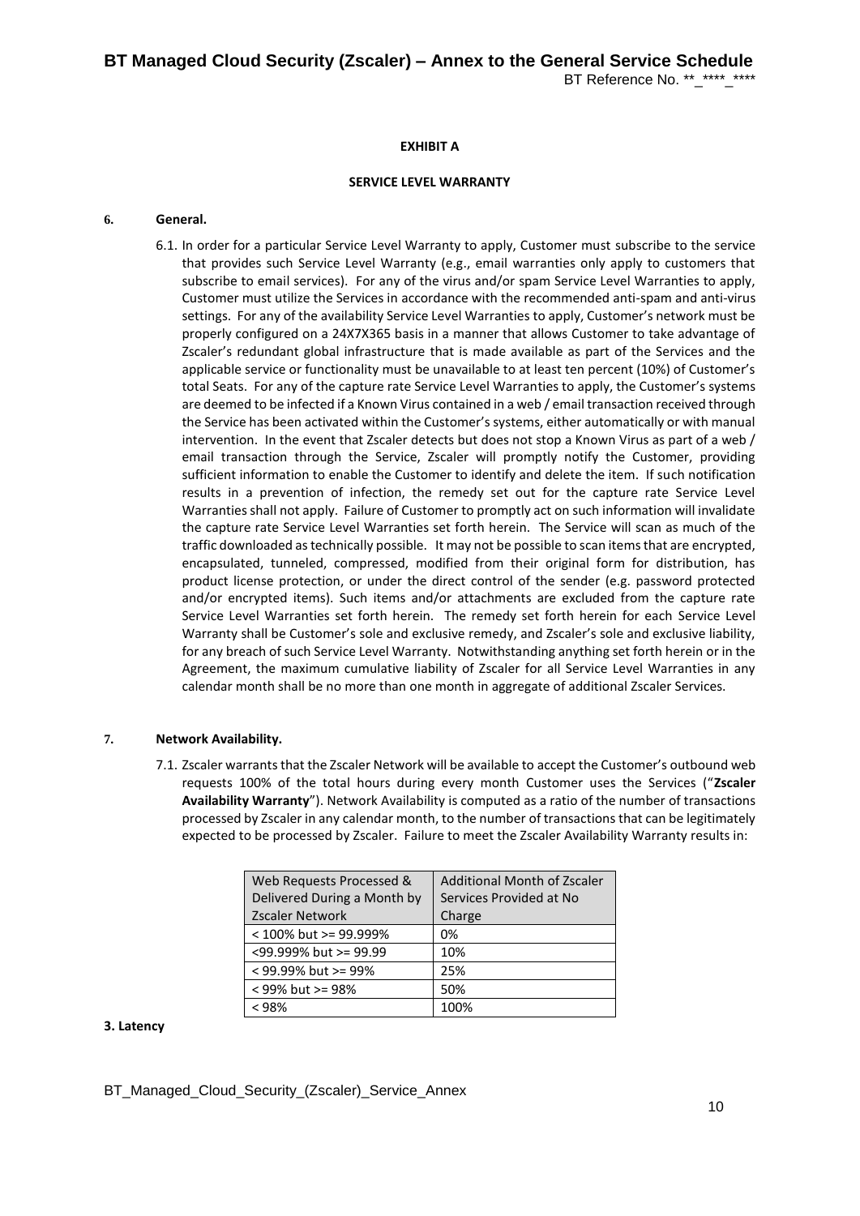## EXHIBIT A

## SERVICE LEVEL WARRANTY

### 6. General.

6.1. In order for a particular Service Level Warranty to apply, Customer must subscribe to the service that provides such Service Level Warranty (e.g., email warranties only apply to customers that subscribe to email services). For any of the virus and/or spam Service Level Warranties to apply, Customer must utilize the Services in accordance with the recommended anti-spam and anti-virus settings. For any of the availability Service Level Warranties to apply, Customer's network must be properly configured on a 24X7X365 basis in a manner that allows Customer to take advantage of Zscaler's redundant global infrastructure that is made available as part of the Services and the applicable service or functionality must be unavailable to at least ten percent (10%) of Customer's total Seats. For any of the capture rate Service Level Warranties to apply, the Customer's systems are deemed to be infected if a Known Virus contained in a web / email transaction received through the Service has been activated within the Customer's systems, either automatically or with manual intervention. In the event that Zscaler detects but does not stop a Known Virus as part of a web / email transaction through the Service, Zscaler will promptly notify the Customer, providing sufficient information to enable the Customer to identify and delete the item. If such notification results in a prevention of infection, the remedy set out for the capture rate Service Level Warranties shall not apply. Failure of Customer to promptly act on such information will invalidate the capture rate Service Level Warranties set forth herein. The Service will scan as much of the traffic downloaded as technically possible. It may not be possible to scan items that are encrypted, encapsulated, tunneled, compressed, modified from their original form for distribution, has product license protection, or under the direct control of the sender (e.g. password protected and/or encrypted items). Such items and/or attachments are excluded from the capture rate Service Level Warranties set forth herein. The remedy set forth herein for each Service Level Warranty shall be Customer's sole and exclusive remedy, and Zscaler's sole and exclusive liability, for any breach of such Service Level Warranty. Notwithstanding anything set forth herein or in the Agreement, the maximum cumulative liability of Zscaler for all Service Level Warranties in any calendar month shall be no more than one month in aggregate of additional Zscaler Services.

### 7. Network Availability.

7.1. Zscaler warrants that the Zscaler Network will be available to accept the Customer's outbound web requests 100% of the total hours during every month Customer uses the Services ("**Zscaler Availability Warranty**"). Network Availability is computed as a ratio of the number of transactions processed by Zscaler in any calendar month, to the number of transactions that can be legitimately expected to be processed by Zscaler. Failure to meet the Zscaler Availability Warranty results in:

| Web Requests Processed & Delivered During a Month by Zscaler Network | Additional Month of Zscaler Services Provided at No Charge |
|---|---|
| < 100% but >= 99.999% | 0% |
| <99.999% but >= 99.99 | 10% |
| < 99.99% but >= 99% | 25% |
| < 99% but >= 98% | 50% |
| < 98% | 100% |

### 3. Latency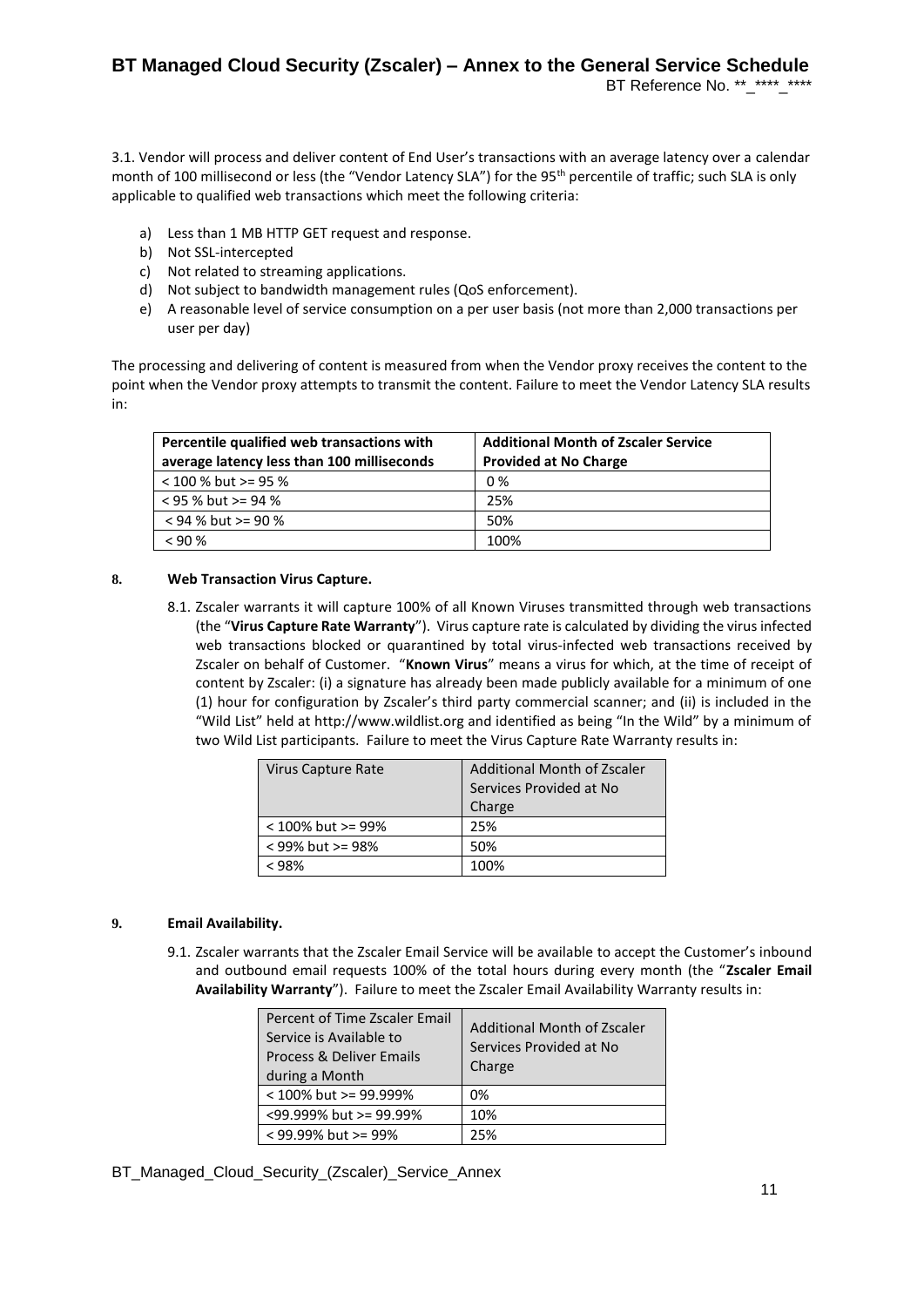3.1. Vendor will process and deliver content of End User's transactions with an average latency over a calendar month of 100 millisecond or less (the "Vendor Latency SLA") for the 95th percentile of traffic; such SLA is only applicable to qualified web transactions which meet the following criteria:

a) Less than 1 MB HTTP GET request and response.
b) Not SSL-intercepted
c) Not related to streaming applications.
d) Not subject to bandwidth management rules (QoS enforcement).
e) A reasonable level of service consumption on a per user basis (not more than 2,000 transactions per user per day)

The processing and delivering of content is measured from when the Vendor proxy receives the content to the point when the Vendor proxy attempts to transmit the content. Failure to meet the Vendor Latency SLA results in:

| **Percentile qualified web transactions with average latency less than 100 milliseconds** | **Additional Month of Zscaler Service Provided at No Charge** |
|---|---|
| < 100 % but >= 95 % | 0 % |
| < 95 % but >= 94 % | 25% |
| < 94 % but >= 90 % | 50% |
| < 90 % | 100% |

**8. Web Transaction Virus Capture.**

8.1. Zscaler warrants it will capture 100% of all Known Viruses transmitted through web transactions (the "**Virus Capture Rate Warranty**"). Virus capture rate is calculated by dividing the virus infected web transactions blocked or quarantined by total virus-infected web transactions received by Zscaler on behalf of Customer. "**Known Virus**" means a virus for which, at the time of receipt of content by Zscaler: (i) a signature has already been made publicly available for a minimum of one (1) hour for configuration by Zscaler's third party commercial scanner; and (ii) is included in the "Wild List" held at http://www.wildlist.org and identified as being "In the Wild" by a minimum of two Wild List participants. Failure to meet the Virus Capture Rate Warranty results in:

| Virus Capture Rate | Additional Month of Zscaler Services Provided at No Charge |
|---|---|
| < 100% but >= 99% | 25% |
| < 99% but >= 98% | 50% |
| < 98% | 100% |

**9. Email Availability.**

9.1. Zscaler warrants that the Zscaler Email Service will be available to accept the Customer's inbound and outbound email requests 100% of the total hours during every month (the "**Zscaler Email Availability Warranty**"). Failure to meet the Zscaler Email Availability Warranty results in:

| Percent of Time Zscaler Email Service is Available to Process & Deliver Emails during a Month | Additional Month of Zscaler Services Provided at No Charge |
|---|---|
| < 100% but >= 99.999% | 0% |
| <99.999% but >= 99.99% | 10% |
| < 99.99% but >= 99% | 25% |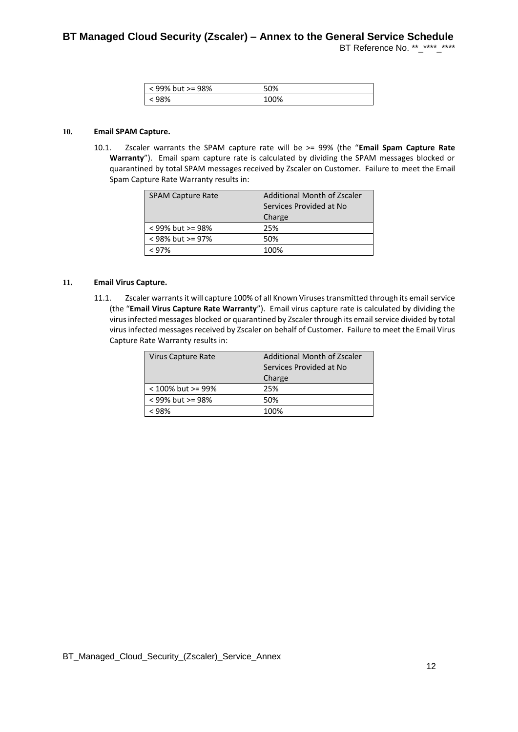| | |
|---|---|
| < 99% but >= 98% | 50% |
| < 98% | 100% |

**10. Email SPAM Capture.**

10.1. Zscaler warrants the SPAM capture rate will be >= 99% (the "**Email Spam Capture Rate Warranty**"). Email spam capture rate is calculated by dividing the SPAM messages blocked or quarantined by total SPAM messages received by Zscaler on Customer. Failure to meet the Email Spam Capture Rate Warranty results in:

| SPAM Capture Rate | Additional Month of Zscaler Services Provided at No Charge |
|---|---|
| < 99% but >= 98% | 25% |
| < 98% but >= 97% | 50% |
| < 97% | 100% |

**11. Email Virus Capture.**

11.1. Zscaler warrants it will capture 100% of all Known Viruses transmitted through its email service (the "**Email Virus Capture Rate Warranty**"). Email virus capture rate is calculated by dividing the virus infected messages blocked or quarantined by Zscaler through its email service divided by total virus infected messages received by Zscaler on behalf of Customer. Failure to meet the Email Virus Capture Rate Warranty results in:

| Virus Capture Rate | Additional Month of Zscaler Services Provided at No Charge |
|---|---|
| < 100% but >= 99% | 25% |
| < 99% but >= 98% | 50% |
| < 98% | 100% |